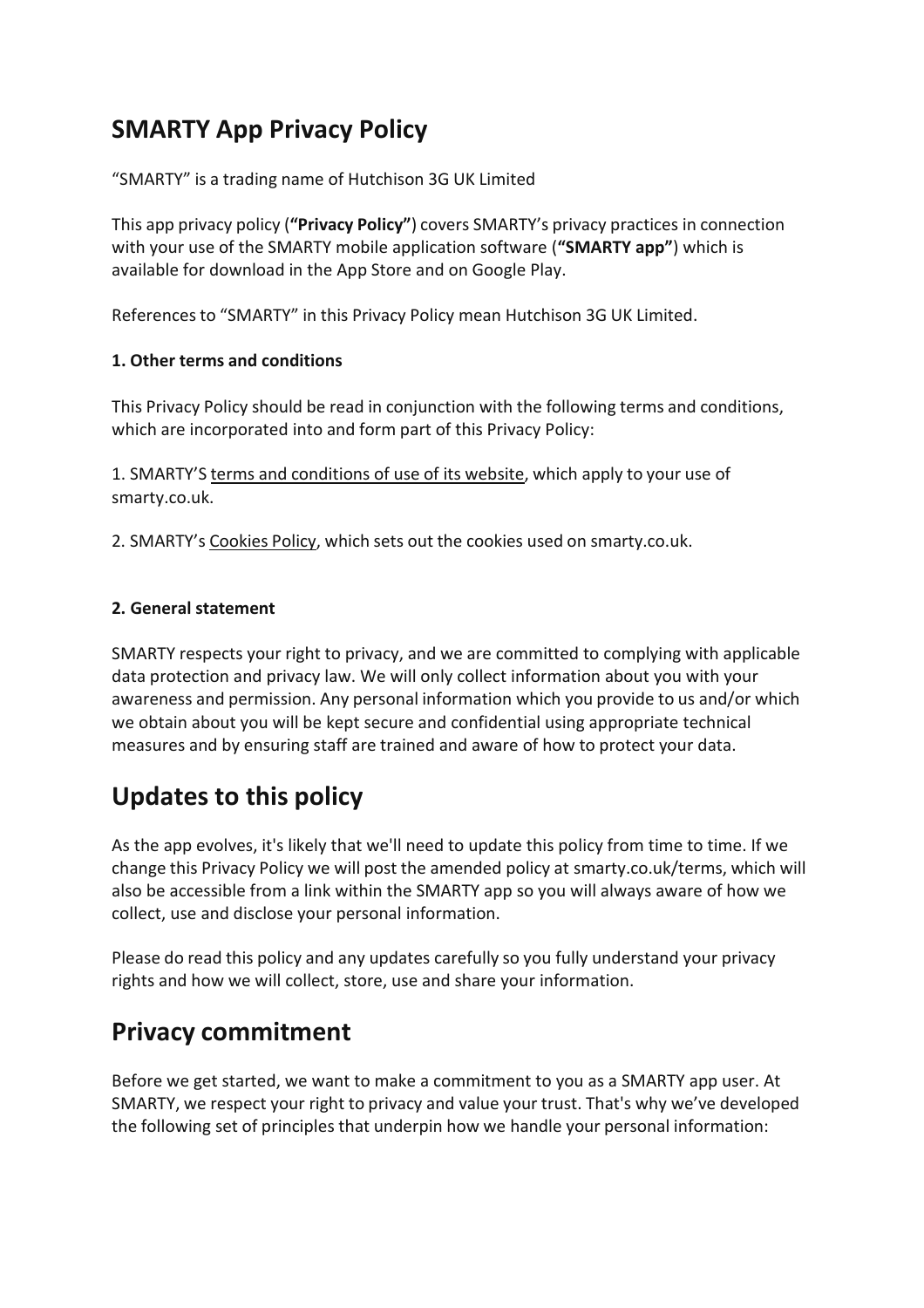# SMARTY App Privacy Policy

"SMARTY" is a trading name of Hutchison 3G UK Limited

This app privacy policy (**"Privacy Policy"**) covers SMARTY's privacy practices in connection with your use of the SMARTY mobile application software (**"SMARTY app"**) which is available for download in the App Store and on Google Play.

References to "SMARTY" in this Privacy Policy mean Hutchison 3G UK Limited.

**1. Other terms and conditions**

This Privacy Policy should be read in conjunction with the following terms and conditions, which are incorporated into and form part of this Privacy Policy:

1. SMARTY'S terms and conditions of use of its website, which apply to your use of smarty.co.uk.

2. SMARTY's Cookies Policy, which sets out the cookies used on smarty.co.uk.

**2. General statement**

SMARTY respects your right to privacy, and we are committed to complying with applicable data protection and privacy law. We will only collect information about you with your awareness and permission. Any personal information which you provide to us and/or which we obtain about you will be kept secure and confidential using appropriate technical measures and by ensuring staff are trained and aware of how to protect your data.

## Updates to this policy

As the app evolves, it's likely that we'll need to update this policy from time to time. If we change this Privacy Policy we will post the amended policy at smarty.co.uk/terms, which will also be accessible from a link within the SMARTY app so you will always aware of how we collect, use and disclose your personal information.

Please do read this policy and any updates carefully so you fully understand your privacy rights and how we will collect, store, use and share your information.

## Privacy commitment

Before we get started, we want to make a commitment to you as a SMARTY app user. At SMARTY, we respect your right to privacy and value your trust. That's why we've developed the following set of principles that underpin how we handle your personal information: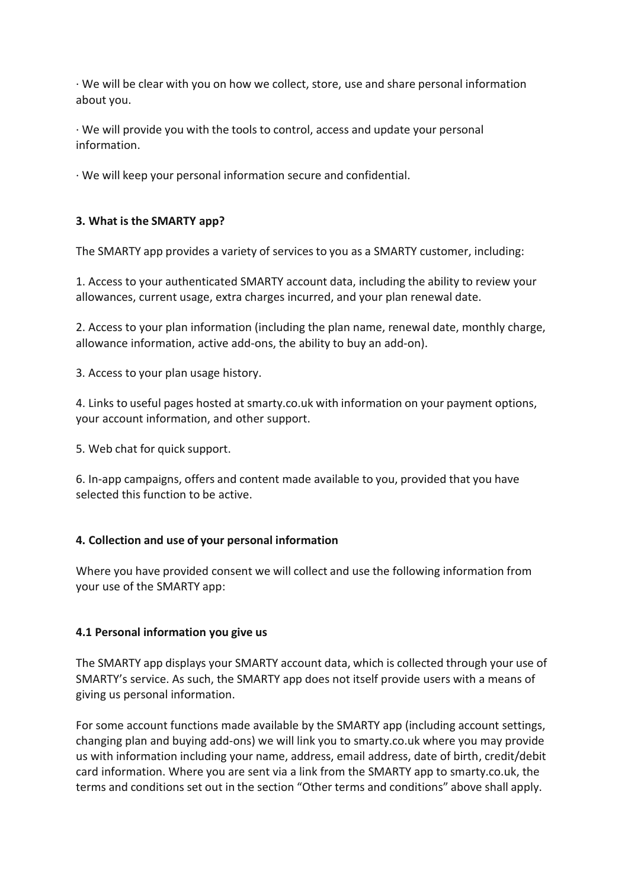· We will be clear with you on how we collect, store, use and share personal information about you.

· We will provide you with the tools to control, access and update your personal information.

· We will keep your personal information secure and confidential.

## 3. What is the SMARTY app?

The SMARTY app provides a variety of services to you as a SMARTY customer, including:

1. Access to your authenticated SMARTY account data, including the ability to review your allowances, current usage, extra charges incurred, and your plan renewal date.

2. Access to your plan information (including the plan name, renewal date, monthly charge, allowance information, active add-ons, the ability to buy an add-on).

3. Access to your plan usage history.

4. Links to useful pages hosted at smarty.co.uk with information on your payment options, your account information, and other support.

5. Web chat for quick support.

6. In-app campaigns, offers and content made available to you, provided that you have selected this function to be active.

## 4. Collection and use of your personal information

Where you have provided consent we will collect and use the following information from your use of the SMARTY app:

### 4.1 Personal information you give us

The SMARTY app displays your SMARTY account data, which is collected through your use of SMARTY's service. As such, the SMARTY app does not itself provide users with a means of giving us personal information.

For some account functions made available by the SMARTY app (including account settings, changing plan and buying add-ons) we will link you to smarty.co.uk where you may provide us with information including your name, address, email address, date of birth, credit/debit card information. Where you are sent via a link from the SMARTY app to smarty.co.uk, the terms and conditions set out in the section "Other terms and conditions" above shall apply.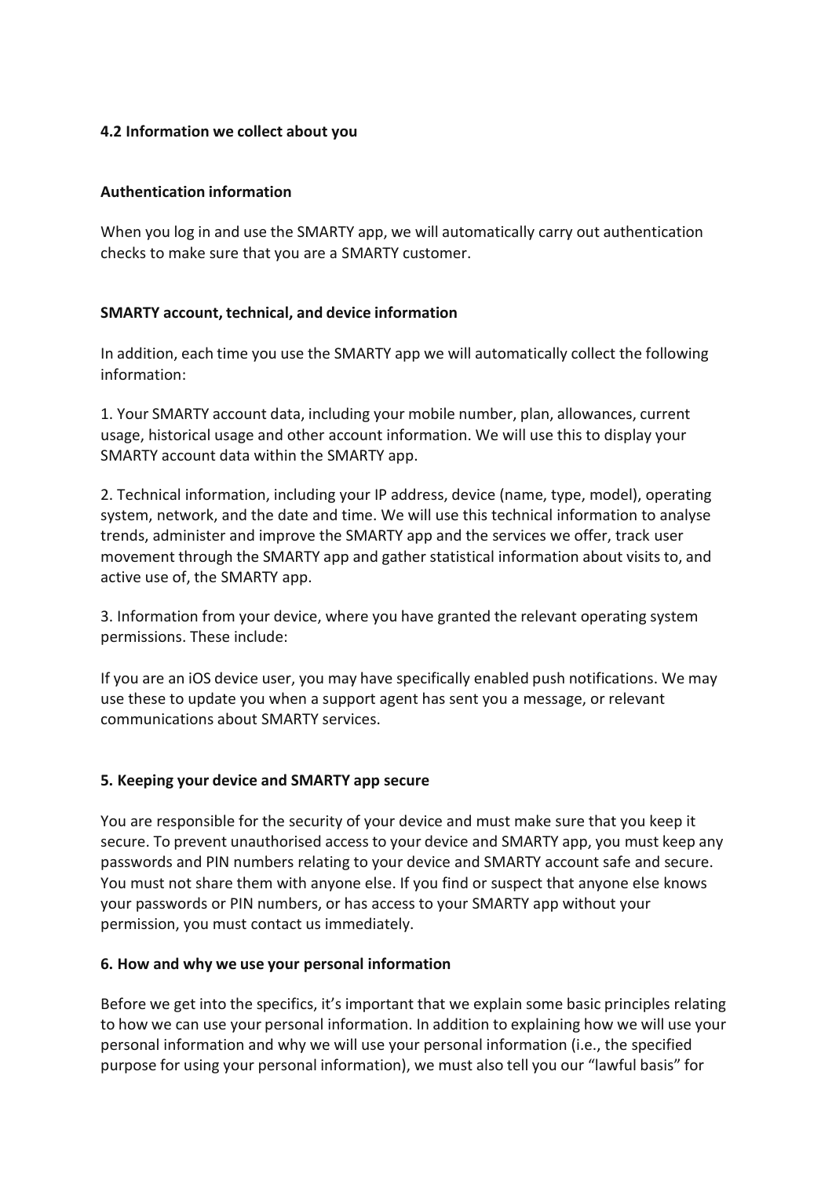### 4.2 Information we collect about you

#### Authentication information

When you log in and use the SMARTY app, we will automatically carry out authentication checks to make sure that you are a SMARTY customer.

#### SMARTY account, technical, and device information

In addition, each time you use the SMARTY app we will automatically collect the following information:

1. Your SMARTY account data, including your mobile number, plan, allowances, current usage, historical usage and other account information. We will use this to display your SMARTY account data within the SMARTY app.

2. Technical information, including your IP address, device (name, type, model), operating system, network, and the date and time. We will use this technical information to analyse trends, administer and improve the SMARTY app and the services we offer, track user movement through the SMARTY app and gather statistical information about visits to, and active use of, the SMARTY app.

3. Information from your device, where you have granted the relevant operating system permissions. These include:

If you are an iOS device user, you may have specifically enabled push notifications. We may use these to update you when a support agent has sent you a message, or relevant communications about SMARTY services.

## 5. Keeping your device and SMARTY app secure

You are responsible for the security of your device and must make sure that you keep it secure. To prevent unauthorised access to your device and SMARTY app, you must keep any passwords and PIN numbers relating to your device and SMARTY account safe and secure. You must not share them with anyone else. If you find or suspect that anyone else knows your passwords or PIN numbers, or has access to your SMARTY app without your permission, you must contact us immediately.

## 6. How and why we use your personal information

Before we get into the specifics, it's important that we explain some basic principles relating to how we can use your personal information. In addition to explaining how we will use your personal information and why we will use your personal information (i.e., the specified purpose for using your personal information), we must also tell you our "lawful basis" for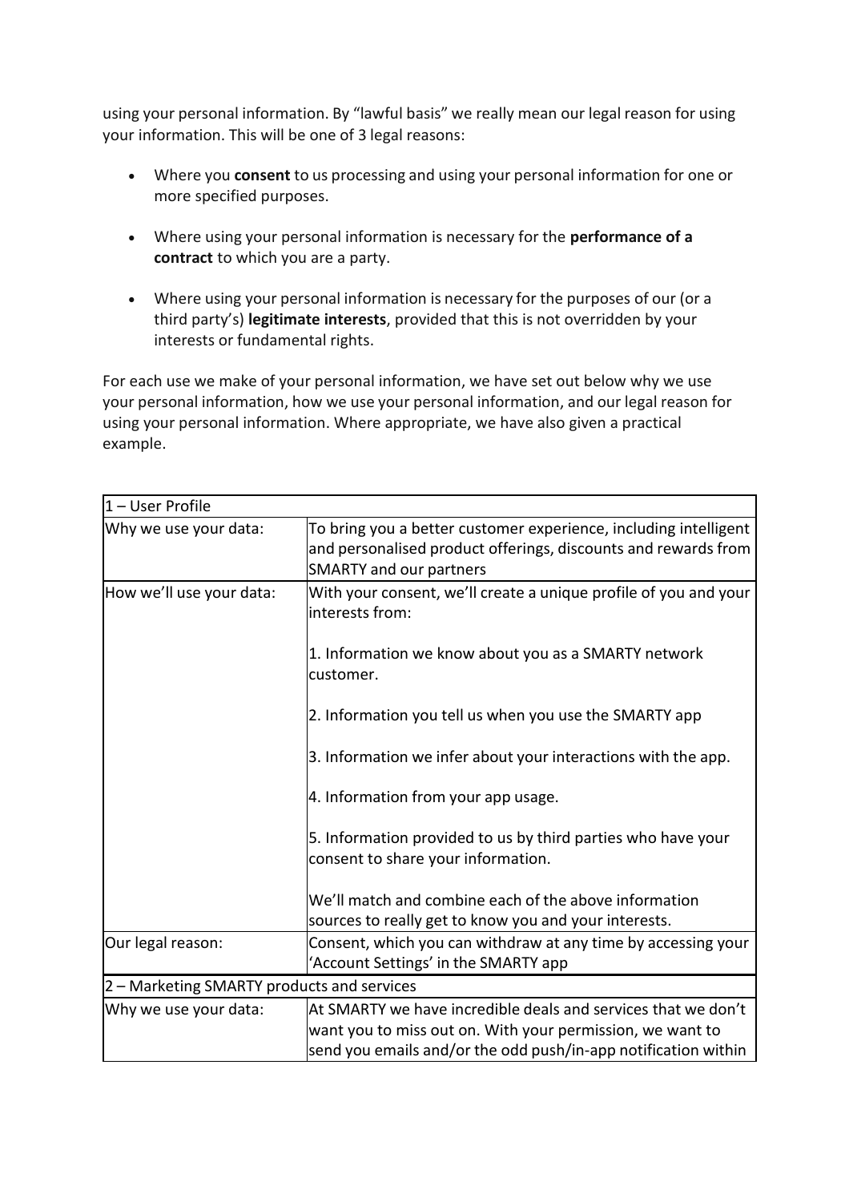using your personal information. By "lawful basis" we really mean our legal reason for using your information. This will be one of 3 legal reasons:

- Where you **consent** to us processing and using your personal information for one or more specified purposes.
- Where using your personal information is necessary for the **performance of a contract** to which you are a party.
- Where using your personal information is necessary for the purposes of our (or a third party's) **legitimate interests**, provided that this is not overridden by your interests or fundamental rights.

For each use we make of your personal information, we have set out below why we use your personal information, how we use your personal information, and our legal reason for using your personal information. Where appropriate, we have also given a practical example.

| 1 – User Profile | |
|---|---|
| Why we use your data: | To bring you a better customer experience, including intelligent and personalised product offerings, discounts and rewards from SMARTY and our partners |
| How we'll use your data: | With your consent, we'll create a unique profile of you and your interests from:<br><br>1. Information we know about you as a SMARTY network customer.<br><br>2. Information you tell us when you use the SMARTY app<br><br>3. Information we infer about your interactions with the app.<br><br>4. Information from your app usage.<br><br>5. Information provided to us by third parties who have your consent to share your information.<br><br>We'll match and combine each of the above information sources to really get to know you and your interests. |
| Our legal reason: | Consent, which you can withdraw at any time by accessing your 'Account Settings' in the SMARTY app |
| **2 – Marketing SMARTY products and services** | |
| Why we use your data: | At SMARTY we have incredible deals and services that we don't want you to miss out on. With your permission, we want to send you emails and/or the odd push/in-app notification within |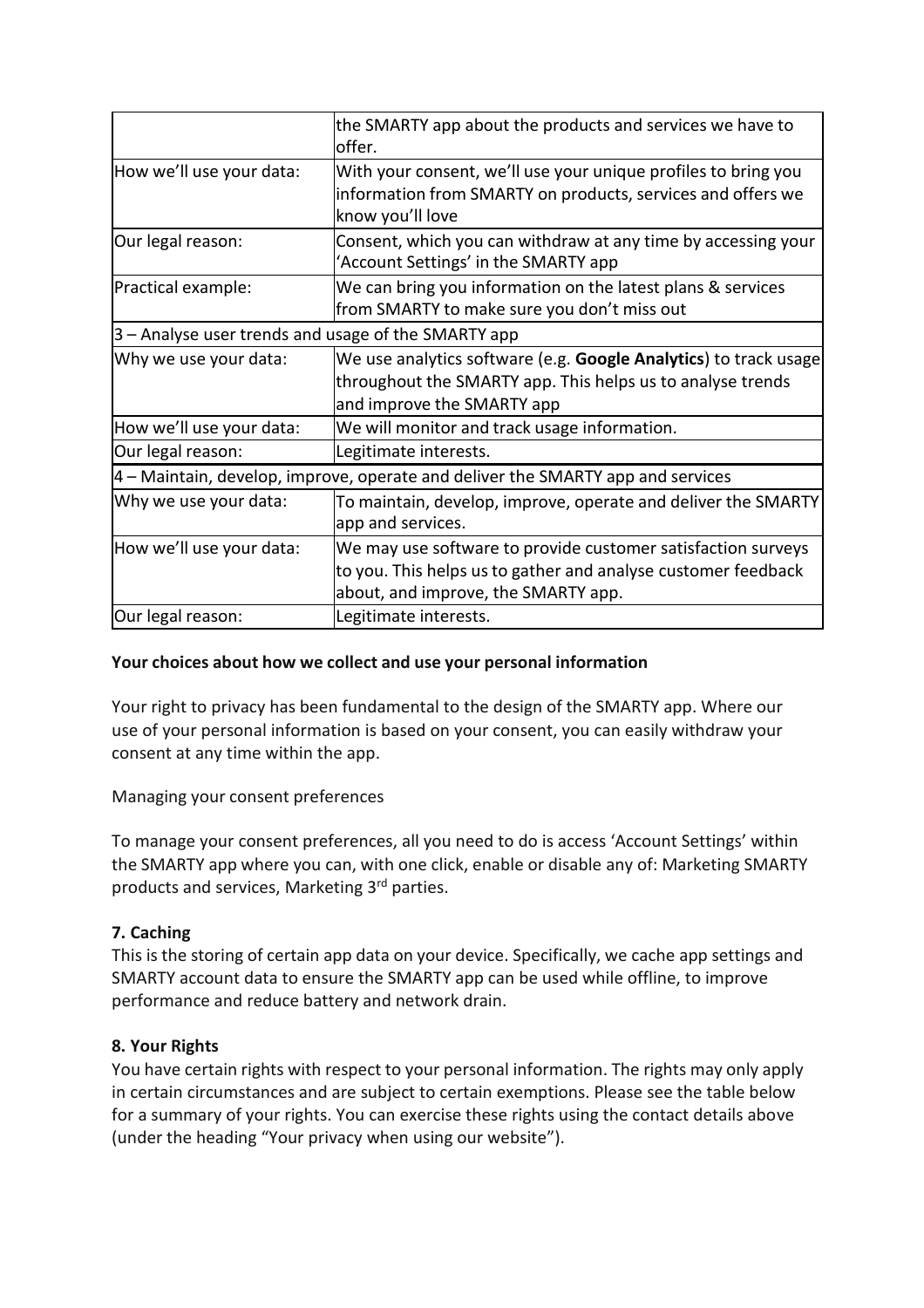| | |
|---|---|
| | the SMARTY app about the products and services we have to offer. |
| How we'll use your data: | With your consent, we'll use your unique profiles to bring you information from SMARTY on products, services and offers we know you'll love |
| Our legal reason: | Consent, which you can withdraw at any time by accessing your 'Account Settings' in the SMARTY app |
| Practical example: | We can bring you information on the latest plans & services from SMARTY to make sure you don't miss out |
| 3 – Analyse user trends and usage of the SMARTY app | |
| Why we use your data: | We use analytics software (e.g. **Google Analytics**) to track usage throughout the SMARTY app. This helps us to analyse trends and improve the SMARTY app |
| How we'll use your data: | We will monitor and track usage information. |
| Our legal reason: | Legitimate interests. |
| 4 – Maintain, develop, improve, operate and deliver the SMARTY app and services | |
| Why we use your data: | To maintain, develop, improve, operate and deliver the SMARTY app and services. |
| How we'll use your data: | We may use software to provide customer satisfaction surveys to you. This helps us to gather and analyse customer feedback about, and improve, the SMARTY app. |
| Our legal reason: | Legitimate interests. |

**Your choices about how we collect and use your personal information**

Your right to privacy has been fundamental to the design of the SMARTY app. Where our use of your personal information is based on your consent, you can easily withdraw your consent at any time within the app.

Managing your consent preferences

To manage your consent preferences, all you need to do is access 'Account Settings' within the SMARTY app where you can, with one click, enable or disable any of: Marketing SMARTY products and services, Marketing 3rd parties.

**7. Caching**

This is the storing of certain app data on your device. Specifically, we cache app settings and SMARTY account data to ensure the SMARTY app can be used while offline, to improve performance and reduce battery and network drain.

**8. Your Rights**

You have certain rights with respect to your personal information. The rights may only apply in certain circumstances and are subject to certain exemptions. Please see the table below for a summary of your rights. You can exercise these rights using the contact details above (under the heading "Your privacy when using our website").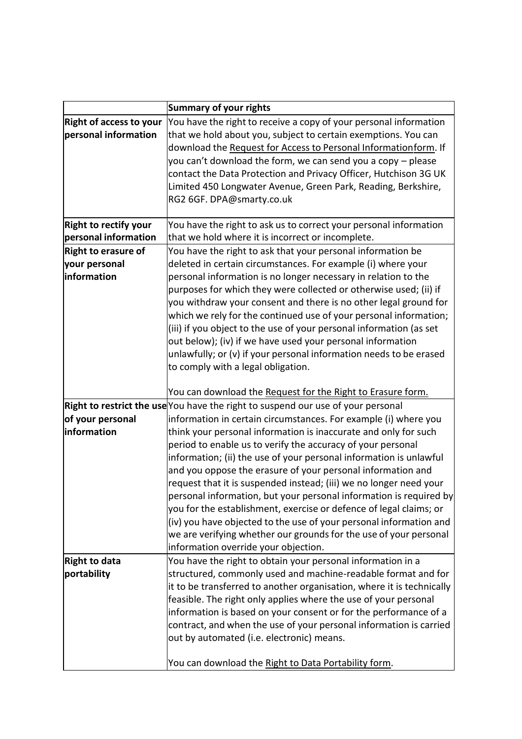| | **Summary of your rights** |
|---|---|
| **Right of access to your personal information** | You have the right to receive a copy of your personal information that we hold about you, subject to certain exemptions. You can download the Request for Access to Personal Informationform. If you can't download the form, we can send you a copy – please contact the Data Protection and Privacy Officer, Hutchison 3G UK Limited 450 Longwater Avenue, Green Park, Reading, Berkshire, RG2 6GF. DPA@smarty.co.uk |
| **Right to rectify your personal information** | You have the right to ask us to correct your personal information that we hold where it is incorrect or incomplete. |
| **Right to erasure of your personal information** | You have the right to ask that your personal information be deleted in certain circumstances. For example (i) where your personal information is no longer necessary in relation to the purposes for which they were collected or otherwise used; (ii) if you withdraw your consent and there is no other legal ground for which we rely for the continued use of your personal information; (iii) if you object to the use of your personal information (as set out below); (iv) if we have used your personal information unlawfully; or (v) if your personal information needs to be erased to comply with a legal obligation.<br><br>You can download the Request for the Right to Erasure form. |
| **Right to restrict the use of your personal information** | You have the right to suspend our use of your personal information in certain circumstances. For example (i) where you think your personal information is inaccurate and only for such period to enable us to verify the accuracy of your personal information; (ii) the use of your personal information is unlawful and you oppose the erasure of your personal information and request that it is suspended instead; (iii) we no longer need your personal information, but your personal information is required by you for the establishment, exercise or defence of legal claims; or (iv) you have objected to the use of your personal information and we are verifying whether our grounds for the use of your personal information override your objection. |
| **Right to data portability** | You have the right to obtain your personal information in a structured, commonly used and machine-readable format and for it to be transferred to another organisation, where it is technically feasible. The right only applies where the use of your personal information is based on your consent or for the performance of a contract, and when the use of your personal information is carried out by automated (i.e. electronic) means.<br><br>You can download the Right to Data Portability form. |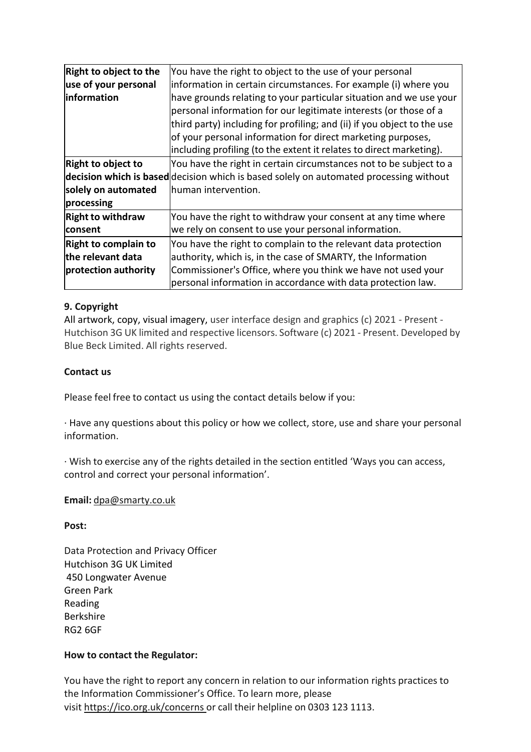| | |
|---|---|
| **Right to object to the use of your personal information** | You have the right to object to the use of your personal information in certain circumstances. For example (i) where you have grounds relating to your particular situation and we use your personal information for our legitimate interests (or those of a third party) including for profiling; and (ii) if you object to the use of your personal information for direct marketing purposes, including profiling (to the extent it relates to direct marketing). |
| **Right to object to decision which is based solely on automated processing** | You have the right in certain circumstances not to be subject to a decision which is based solely on automated processing without human intervention. |
| **Right to withdraw consent** | You have the right to withdraw your consent at any time where we rely on consent to use your personal information. |
| **Right to complain to the relevant data protection authority** | You have the right to complain to the relevant data protection authority, which is, in the case of SMARTY, the Information Commissioner's Office, where you think we have not used your personal information in accordance with data protection law. |

**9. Copyright**

All artwork, copy, visual imagery, user interface design and graphics (c) 2021 - Present - Hutchison 3G UK limited and respective licensors. Software (c) 2021 - Present. Developed by Blue Beck Limited. All rights reserved.

**Contact us**

Please feel free to contact us using the contact details below if you:

· Have any questions about this policy or how we collect, store, use and share your personal information.

· Wish to exercise any of the rights detailed in the section entitled 'Ways you can access, control and correct your personal information'.

**Email:** dpa@smarty.co.uk

**Post:**

Data Protection and Privacy Officer
Hutchison 3G UK Limited
450 Longwater Avenue
Green Park
Reading
Berkshire
RG2 6GF

**How to contact the Regulator:**

You have the right to report any concern in relation to our information rights practices to the Information Commissioner's Office. To learn more, please visit https://ico.org.uk/concerns or call their helpline on 0303 123 1113.